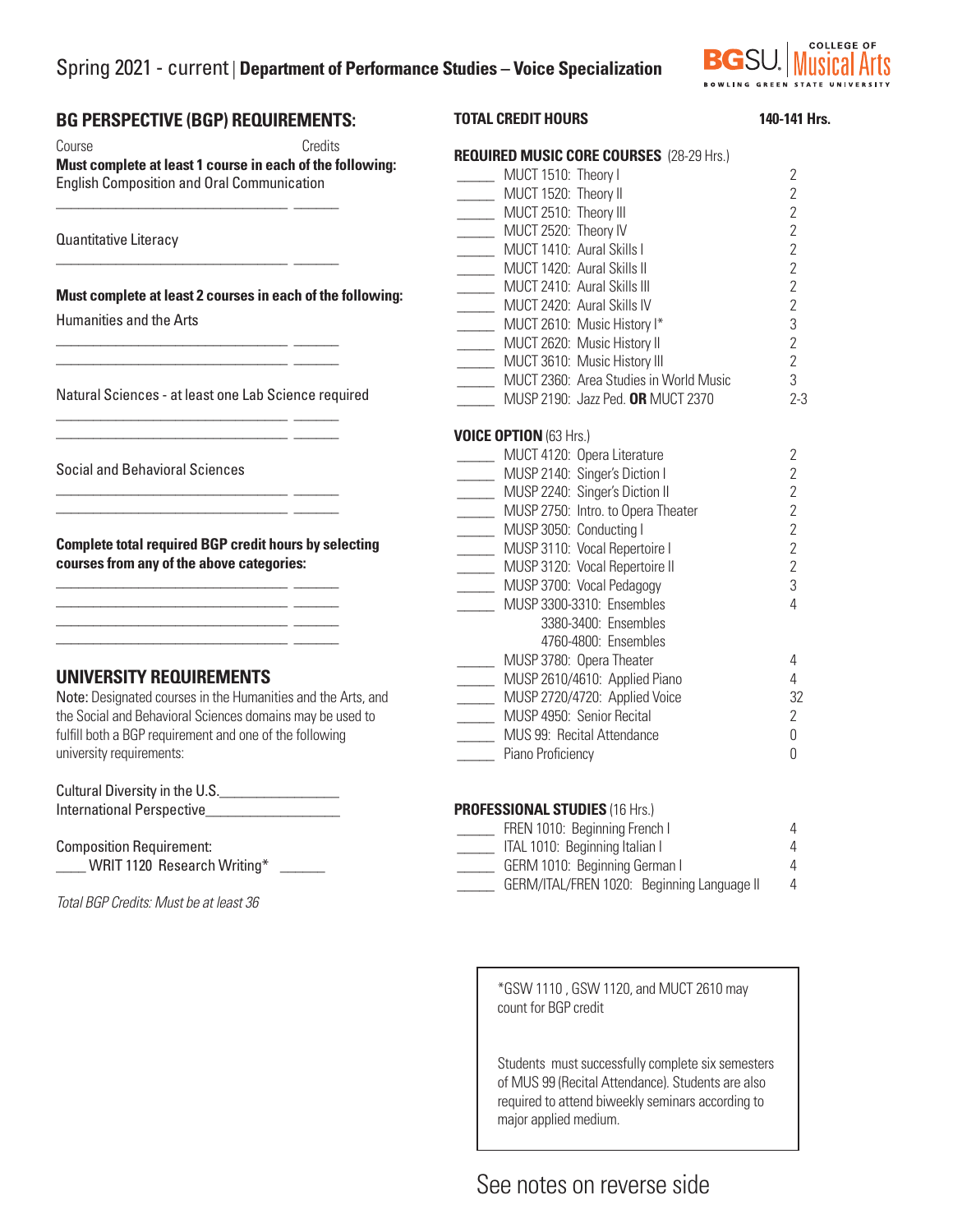# Spring 2021 - current | Department of Performance Studies – Voice Specialization

BGSU. College of Musical Arts — Bowling Green State University

## BG PERSPECTIVE (BGP) REQUIREMENTS:

Course — Credits

**Must complete at least 1 course in each of the following:**

English Composition and Oral Communication

_______________________________ ______

Quantitative Literacy

_______________________________ ______

**Must complete at least 2 courses in each of the following:**

Humanities and the Arts

_______________________________ ______
_______________________________ ______

Natural Sciences - at least one Lab Science required

_______________________________ ______
_______________________________ ______

Social and Behavioral Sciences

_______________________________ ______
_______________________________ ______

**Complete total required BGP credit hours by selecting courses from any of the above categories:**

_______________________________ ______
_______________________________ ______
_______________________________ ______
_______________________________ ______

## UNIVERSITY REQUIREMENTS

Note: Designated courses in the Humanities and the Arts, and the Social and Behavioral Sciences domains may be used to fulfill both a BGP requirement and one of the following university requirements:

Cultural Diversity in the U.S.________________
International Perspective__________________

Composition Requirement:
____ WRIT 1120 Research Writing* ______

*Total BGP Credits: Must be at least 36*

## TOTAL CREDIT HOURS — 140-141 Hrs.

### REQUIRED MUSIC CORE COURSES (28-29 Hrs.)

| | Course | Credits |
|---|---|---|
| _____ | MUCT 1510: Theory I | 2 |
| _____ | MUCT 1520: Theory II | 2 |
| _____ | MUCT 2510: Theory III | 2 |
| _____ | MUCT 2520: Theory IV | 2 |
| _____ | MUCT 1410: Aural Skills I | 2 |
| _____ | MUCT 1420: Aural Skills II | 2 |
| _____ | MUCT 2410: Aural Skills III | 2 |
| _____ | MUCT 2420: Aural Skills IV | 2 |
| _____ | MUCT 2610: Music History I* | 3 |
| _____ | MUCT 2620: Music History II | 2 |
| _____ | MUCT 3610: Music History III | 2 |
| _____ | MUCT 2360: Area Studies in World Music | 3 |
| _____ | MUSP 2190: Jazz Ped. **OR** MUCT 2370 | 2-3 |

### VOICE OPTION (63 Hrs.)

| | Course | Credits |
|---|---|---|
| _____ | MUCT 4120: Opera Literature | 2 |
| _____ | MUSP 2140: Singer's Diction I | 2 |
| _____ | MUSP 2240: Singer's Diction II | 2 |
| _____ | MUSP 2750: Intro. to Opera Theater | 2 |
| _____ | MUSP 3050: Conducting I | 2 |
| _____ | MUSP 3110: Vocal Repertoire I | 2 |
| _____ | MUSP 3120: Vocal Repertoire II | 2 |
| _____ | MUSP 3700: Vocal Pedagogy | 3 |
| _____ | MUSP 3300-3310: Ensembles<br>3380-3400: Ensembles<br>4760-4800: Ensembles | 4 |
| _____ | MUSP 3780: Opera Theater | 4 |
| _____ | MUSP 2610/4610: Applied Piano | 4 |
| _____ | MUSP 2720/4720: Applied Voice | 32 |
| _____ | MUSP 4950: Senior Recital | 2 |
| _____ | MUS 99: Recital Attendance | 0 |
| _____ | Piano Proficiency | 0 |

### PROFESSIONAL STUDIES (16 Hrs.)

| | Course | Credits |
|---|---|---|
| _____ | FREN 1010: Beginning French I | 4 |
| _____ | ITAL 1010: Beginning Italian I | 4 |
| _____ | GERM 1010: Beginning German I | 4 |
| _____ | GERM/ITAL/FREN 1020: Beginning Language II | 4 |

*GSW 1110 , GSW 1120, and MUCT 2610 may count for BGP credit

Students must successfully complete six semesters of MUS 99 (Recital Attendance). Students are also required to attend biweekly seminars according to major applied medium.

See notes on reverse side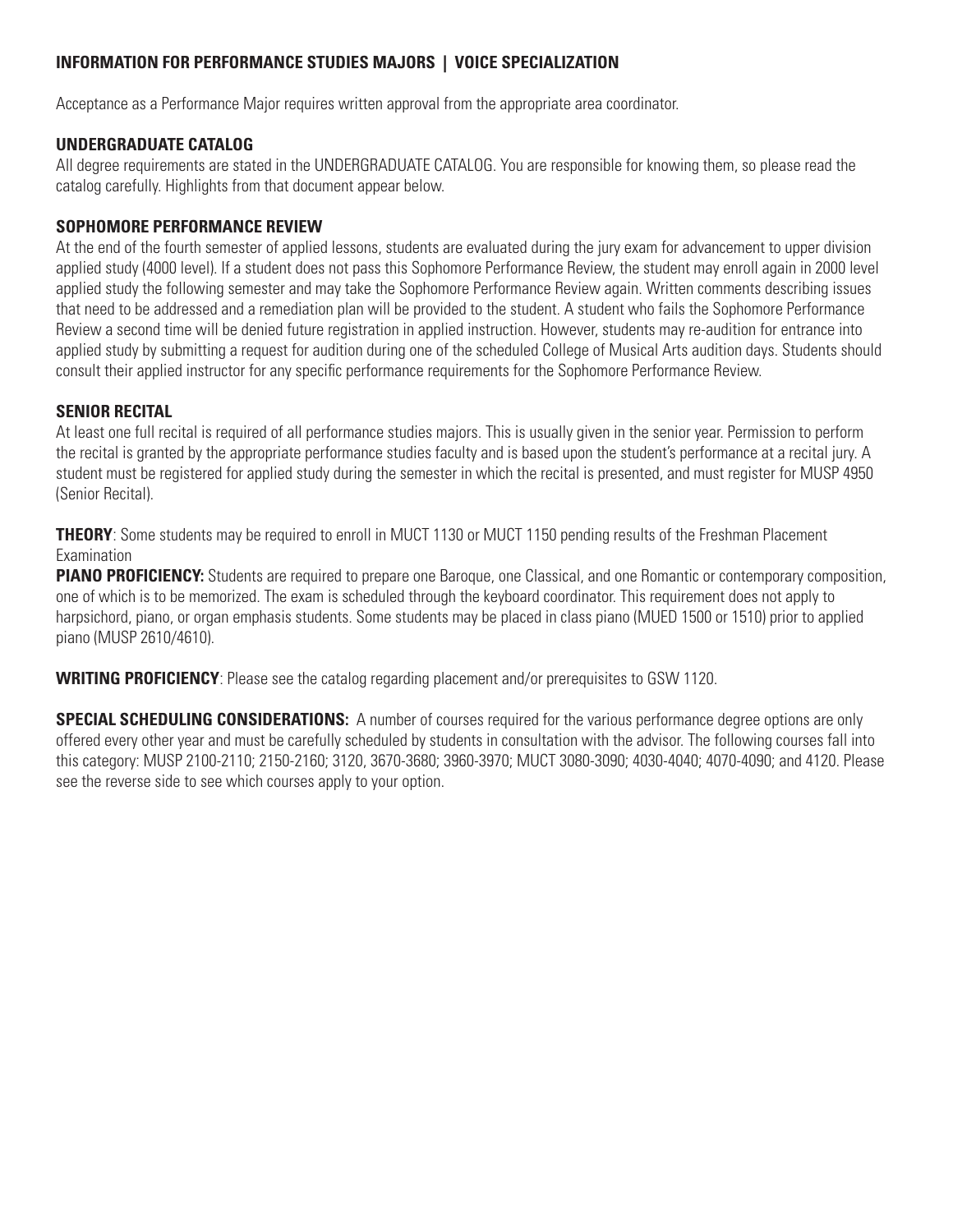## INFORMATION FOR PERFORMANCE STUDIES MAJORS | VOICE SPECIALIZATION

Acceptance as a Performance Major requires written approval from the appropriate area coordinator.

### UNDERGRADUATE CATALOG

All degree requirements are stated in the UNDERGRADUATE CATALOG. You are responsible for knowing them, so please read the catalog carefully. Highlights from that document appear below.

### SOPHOMORE PERFORMANCE REVIEW

At the end of the fourth semester of applied lessons, students are evaluated during the jury exam for advancement to upper division applied study (4000 level). If a student does not pass this Sophomore Performance Review, the student may enroll again in 2000 level applied study the following semester and may take the Sophomore Performance Review again. Written comments describing issues that need to be addressed and a remediation plan will be provided to the student. A student who fails the Sophomore Performance Review a second time will be denied future registration in applied instruction. However, students may re-audition for entrance into applied study by submitting a request for audition during one of the scheduled College of Musical Arts audition days. Students should consult their applied instructor for any specific performance requirements for the Sophomore Performance Review.

### SENIOR RECITAL

At least one full recital is required of all performance studies majors. This is usually given in the senior year. Permission to perform the recital is granted by the appropriate performance studies faculty and is based upon the student's performance at a recital jury. A student must be registered for applied study during the semester in which the recital is presented, and must register for MUSP 4950 (Senior Recital).

**THEORY**: Some students may be required to enroll in MUCT 1130 or MUCT 1150 pending results of the Freshman Placement Examination

**PIANO PROFICIENCY:** Students are required to prepare one Baroque, one Classical, and one Romantic or contemporary composition, one of which is to be memorized. The exam is scheduled through the keyboard coordinator. This requirement does not apply to harpsichord, piano, or organ emphasis students. Some students may be placed in class piano (MUED 1500 or 1510) prior to applied piano (MUSP 2610/4610).

**WRITING PROFICIENCY**: Please see the catalog regarding placement and/or prerequisites to GSW 1120.

**SPECIAL SCHEDULING CONSIDERATIONS:** A number of courses required for the various performance degree options are only offered every other year and must be carefully scheduled by students in consultation with the advisor. The following courses fall into this category: MUSP 2100-2110; 2150-2160; 3120, 3670-3680; 3960-3970; MUCT 3080-3090; 4030-4040; 4070-4090; and 4120. Please see the reverse side to see which courses apply to your option.